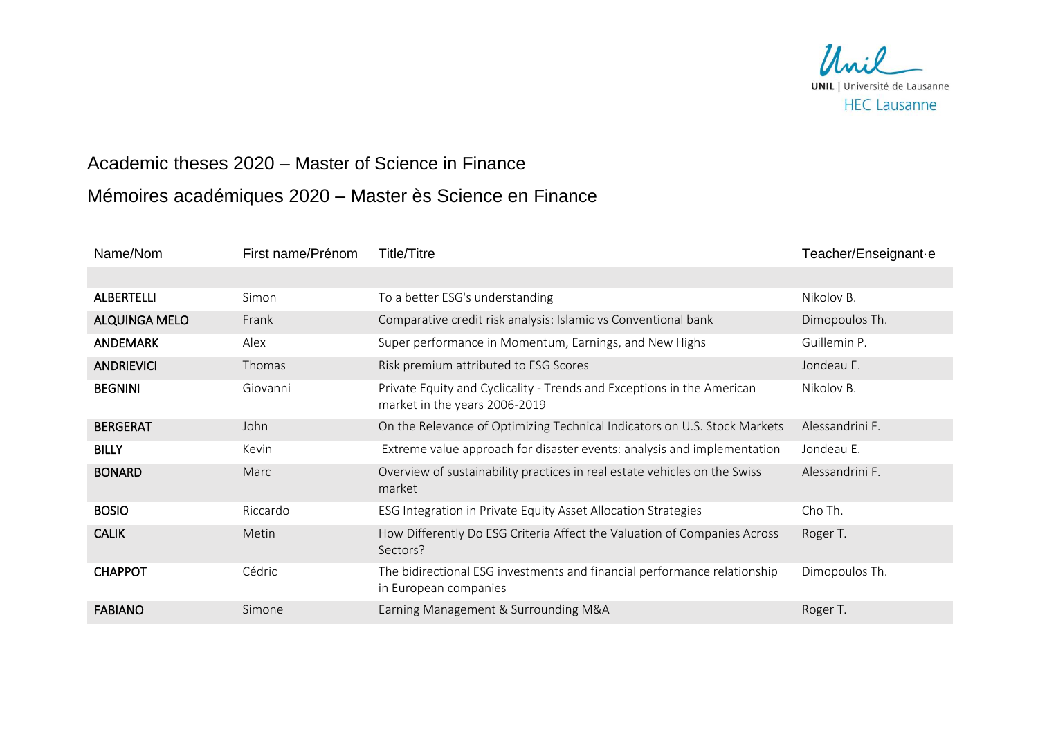# Academic theses 2020 – Master of Science in Finance

# Mémoires académiques 2020 – Master ès Science en Finance

| Name/Nom | First name/Prénom | Title/Titre | Teacher/Enseignant·e |
|---|---|---|---|
| | | | |
| **ALBERTELLI** | Simon | To a better ESG's understanding | Nikolov B. |
| **ALQUINGA MELO** | Frank | Comparative credit risk analysis: Islamic vs Conventional bank | Dimopoulos Th. |
| **ANDEMARK** | Alex | Super performance in Momentum, Earnings, and New Highs | Guillemin P. |
| **ANDRIEVICI** | Thomas | Risk premium attributed to ESG Scores | Jondeau E. |
| **BEGNINI** | Giovanni | Private Equity and Cyclicality - Trends and Exceptions in the American market in the years 2006-2019 | Nikolov B. |
| **BERGERAT** | John | On the Relevance of Optimizing Technical Indicators on U.S. Stock Markets | Alessandrini F. |
| **BILLY** | Kevin | Extreme value approach for disaster events: analysis and implementation | Jondeau E. |
| **BONARD** | Marc | Overview of sustainability practices in real estate vehicles on the Swiss market | Alessandrini F. |
| **BOSIO** | Riccardo | ESG Integration in Private Equity Asset Allocation Strategies | Cho Th. |
| **CALIK** | Metin | How Differently Do ESG Criteria Affect the Valuation of Companies Across Sectors? | Roger T. |
| **CHAPPOT** | Cédric | The bidirectional ESG investments and financial performance relationship in European companies | Dimopoulos Th. |
| **FABIANO** | Simone | Earning Management & Surrounding M&A | Roger T. |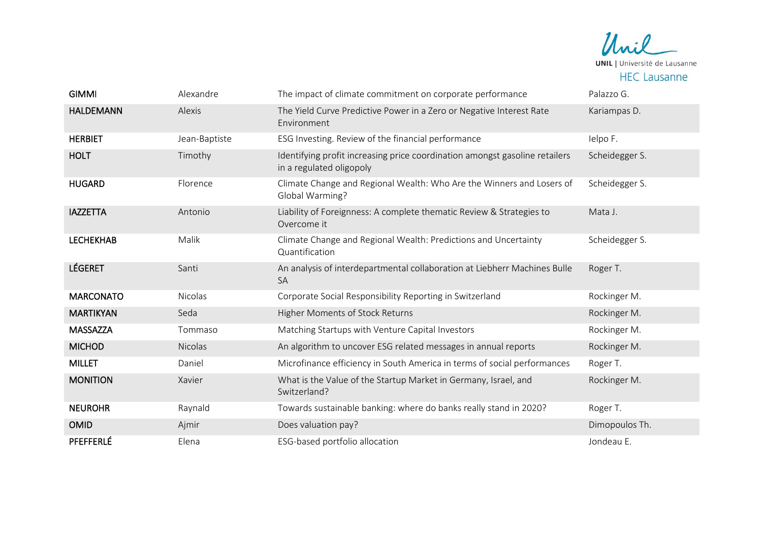| | | | |
|---|---|---|---|
| **GIMMI** | Alexandre | The impact of climate commitment on corporate performance | Palazzo G. |
| **HALDEMANN** | Alexis | The Yield Curve Predictive Power in a Zero or Negative Interest Rate Environment | Kariampas D. |
| **HERBIET** | Jean-Baptiste | ESG Investing. Review of the financial performance | Ielpo F. |
| **HOLT** | Timothy | Identifying profit increasing price coordination amongst gasoline retailers in a regulated oligopoly | Scheidegger S. |
| **HUGARD** | Florence | Climate Change and Regional Wealth: Who Are the Winners and Losers of Global Warming? | Scheidegger S. |
| **IAZZETTA** | Antonio | Liability of Foreignness: A complete thematic Review & Strategies to Overcome it | Mata J. |
| **LECHEKHAB** | Malik | Climate Change and Regional Wealth: Predictions and Uncertainty Quantification | Scheidegger S. |
| **LÉGERET** | Santi | An analysis of interdepartmental collaboration at Liebherr Machines Bulle SA | Roger T. |
| **MARCONATO** | Nicolas | Corporate Social Responsibility Reporting in Switzerland | Rockinger M. |
| **MARTIKYAN** | Seda | Higher Moments of Stock Returns | Rockinger M. |
| **MASSAZZA** | Tommaso | Matching Startups with Venture Capital Investors | Rockinger M. |
| **MICHOD** | Nicolas | An algorithm to uncover ESG related messages in annual reports | Rockinger M. |
| **MILLET** | Daniel | Microfinance efficiency in South America in terms of social performances | Roger T. |
| **MONITION** | Xavier | What is the Value of the Startup Market in Germany, Israel, and Switzerland? | Rockinger M. |
| **NEUROHR** | Raynald | Towards sustainable banking: where do banks really stand in 2020? | Roger T. |
| **OMID** | Ajmir | Does valuation pay? | Dimopoulos Th. |
| **PFEFFERLÉ** | Elena | ESG-based portfolio allocation | Jondeau E. |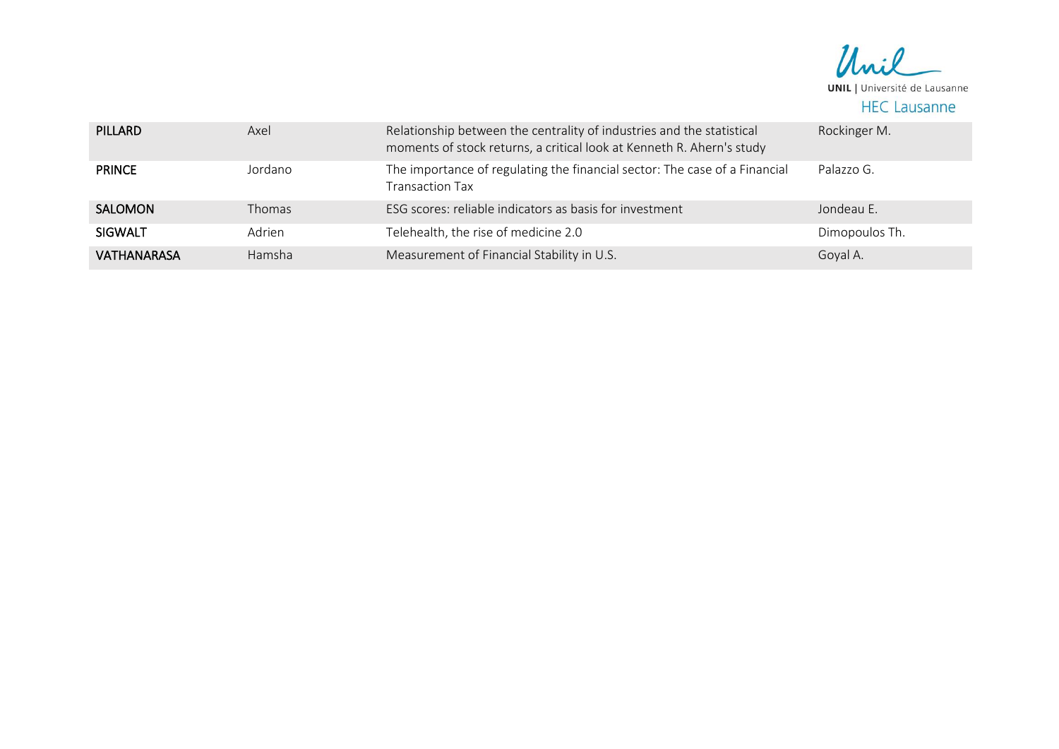| | | | |
|---|---|---|---|
| **PILLARD** | Axel | Relationship between the centrality of industries and the statistical moments of stock returns, a critical look at Kenneth R. Ahern's study | Rockinger M. |
| **PRINCE** | Jordano | The importance of regulating the financial sector: The case of a Financial Transaction Tax | Palazzo G. |
| **SALOMON** | Thomas | ESG scores: reliable indicators as basis for investment | Jondeau E. |
| **SIGWALT** | Adrien | Telehealth, the rise of medicine 2.0 | Dimopoulos Th. |
| **VATHANARASA** | Hamsha | Measurement of Financial Stability in U.S. | Goyal A. |